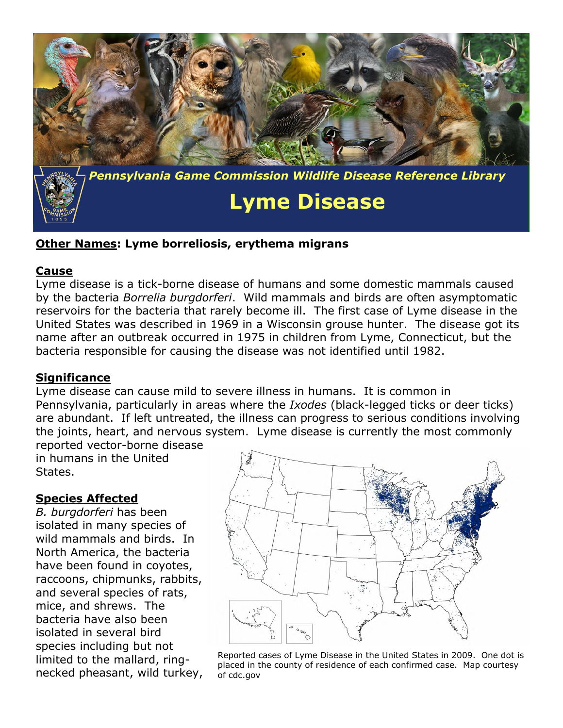*Pennsylvania Game Commission Wildlife Disease Reference Library*

# Lyme Disease

**Other Names: Lyme borreliosis, erythema migrans**

## Cause

Lyme disease is a tick-borne disease of humans and some domestic mammals caused by the bacteria *Borrelia burgdorferi*. Wild mammals and birds are often asymptomatic reservoirs for the bacteria that rarely become ill. The first case of Lyme disease in the United States was described in 1969 in a Wisconsin grouse hunter. The disease got its name after an outbreak occurred in 1975 in children from Lyme, Connecticut, but the bacteria responsible for causing the disease was not identified until 1982.

## Significance

Lyme disease can cause mild to severe illness in humans. It is common in Pennsylvania, particularly in areas where the *Ixodes* (black-legged ticks or deer ticks) are abundant. If left untreated, the illness can progress to serious conditions involving the joints, heart, and nervous system. Lyme disease is currently the most commonly reported vector-borne disease in humans in the United States.

Reported cases of Lyme Disease in the United States in 2009. One dot is placed in the county of residence of each confirmed case. Map courtesy of cdc.gov

## Species Affected

*B. burgdorferi* has been isolated in many species of wild mammals and birds. In North America, the bacteria have been found in coyotes, raccoons, chipmunks, rabbits, and several species of rats, mice, and shrews. The bacteria have also been isolated in several bird species including but not limited to the mallard, ring-necked pheasant, wild turkey,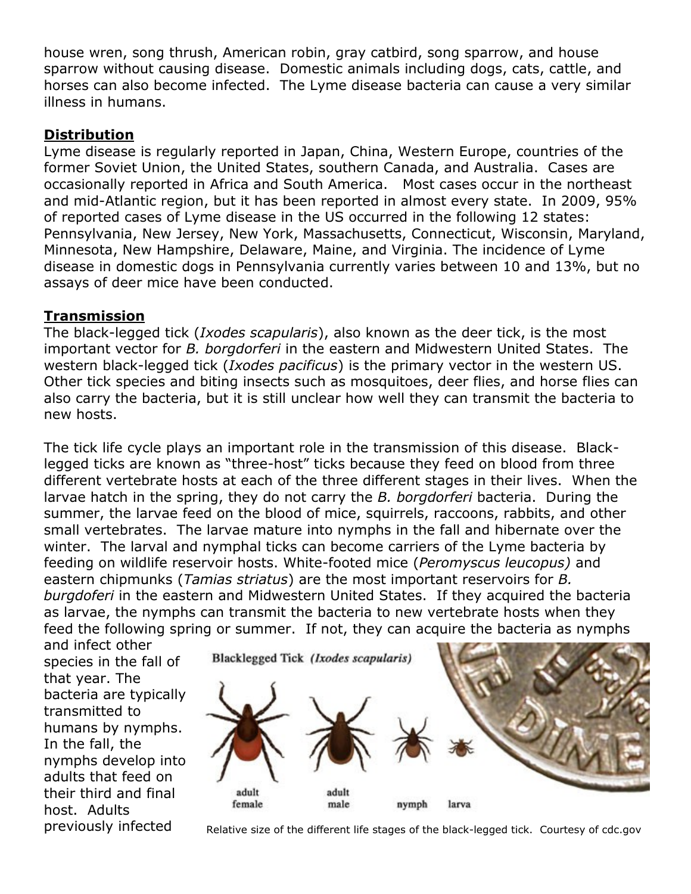house wren, song thrush, American robin, gray catbird, song sparrow, and house sparrow without causing disease. Domestic animals including dogs, cats, cattle, and horses can also become infected. The Lyme disease bacteria can cause a very similar illness in humans.

## Distribution

Lyme disease is regularly reported in Japan, China, Western Europe, countries of the former Soviet Union, the United States, southern Canada, and Australia. Cases are occasionally reported in Africa and South America. Most cases occur in the northeast and mid-Atlantic region, but it has been reported in almost every state. In 2009, 95% of reported cases of Lyme disease in the US occurred in the following 12 states: Pennsylvania, New Jersey, New York, Massachusetts, Connecticut, Wisconsin, Maryland, Minnesota, New Hampshire, Delaware, Maine, and Virginia. The incidence of Lyme disease in domestic dogs in Pennsylvania currently varies between 10 and 13%, but no assays of deer mice have been conducted.

## Transmission

The black-legged tick (*Ixodes scapularis*), also known as the deer tick, is the most important vector for *B. borgdorferi* in the eastern and Midwestern United States. The western black-legged tick (*Ixodes pacificus*) is the primary vector in the western US. Other tick species and biting insects such as mosquitoes, deer flies, and horse flies can also carry the bacteria, but it is still unclear how well they can transmit the bacteria to new hosts.

The tick life cycle plays an important role in the transmission of this disease. Black-legged ticks are known as "three-host" ticks because they feed on blood from three different vertebrate hosts at each of the three different stages in their lives. When the larvae hatch in the spring, they do not carry the *B. borgdorferi* bacteria. During the summer, the larvae feed on the blood of mice, squirrels, raccoons, rabbits, and other small vertebrates. The larvae mature into nymphs in the fall and hibernate over the winter. The larval and nymphal ticks can become carriers of the Lyme bacteria by feeding on wildlife reservoir hosts. White-footed mice (*Peromyscus leucopus)* and eastern chipmunks (*Tamias striatus*) are the most important reservoirs for *B. burgdoferi* in the eastern and Midwestern United States. If they acquired the bacteria as larvae, the nymphs can transmit the bacteria to new vertebrate hosts when they feed the following spring or summer. If not, they can acquire the bacteria as nymphs and infect other species in the fall of that year. The bacteria are typically transmitted to humans by nymphs. In the fall, the nymphs develop into adults that feed on their third and final host. Adults previously infected

Relative size of the different life stages of the black-legged tick. Courtesy of cdc.gov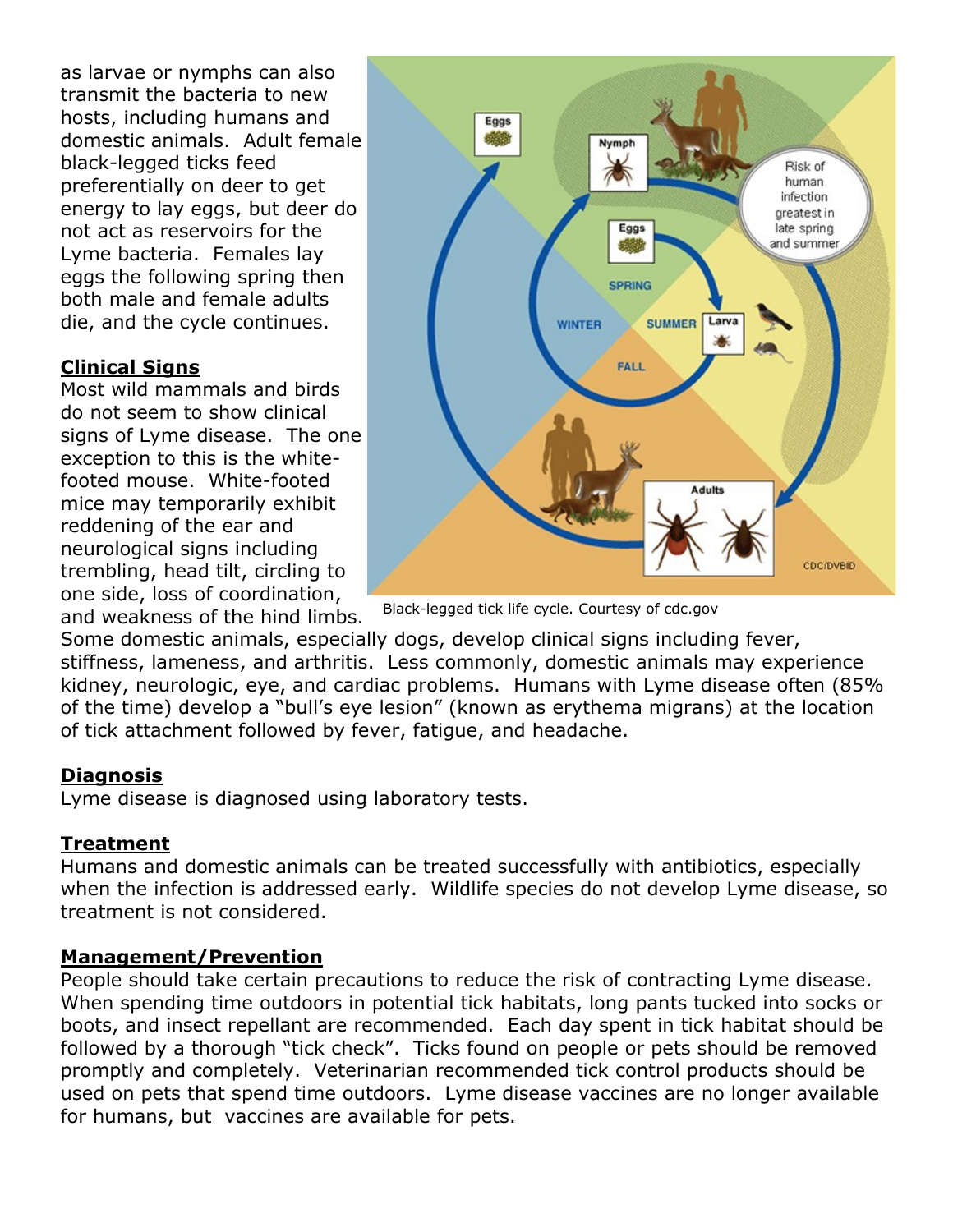as larvae or nymphs can also transmit the bacteria to new hosts, including humans and domestic animals. Adult female black-legged ticks feed preferentially on deer to get energy to lay eggs, but deer do not act as reservoirs for the Lyme bacteria. Females lay eggs the following spring then both male and female adults die, and the cycle continues.

Black-legged tick life cycle. Courtesy of cdc.gov

## Clinical Signs

Most wild mammals and birds do not seem to show clinical signs of Lyme disease. The one exception to this is the white-footed mouse. White-footed mice may temporarily exhibit reddening of the ear and neurological signs including trembling, head tilt, circling to one side, loss of coordination, and weakness of the hind limbs. Some domestic animals, especially dogs, develop clinical signs including fever, stiffness, lameness, and arthritis. Less commonly, domestic animals may experience kidney, neurologic, eye, and cardiac problems. Humans with Lyme disease often (85% of the time) develop a "bull's eye lesion" (known as erythema migrans) at the location of tick attachment followed by fever, fatigue, and headache.

## Diagnosis

Lyme disease is diagnosed using laboratory tests.

## Treatment

Humans and domestic animals can be treated successfully with antibiotics, especially when the infection is addressed early. Wildlife species do not develop Lyme disease, so treatment is not considered.

## Management/Prevention

People should take certain precautions to reduce the risk of contracting Lyme disease. When spending time outdoors in potential tick habitats, long pants tucked into socks or boots, and insect repellant are recommended. Each day spent in tick habitat should be followed by a thorough "tick check". Ticks found on people or pets should be removed promptly and completely. Veterinarian recommended tick control products should be used on pets that spend time outdoors. Lyme disease vaccines are no longer available for humans, but vaccines are available for pets.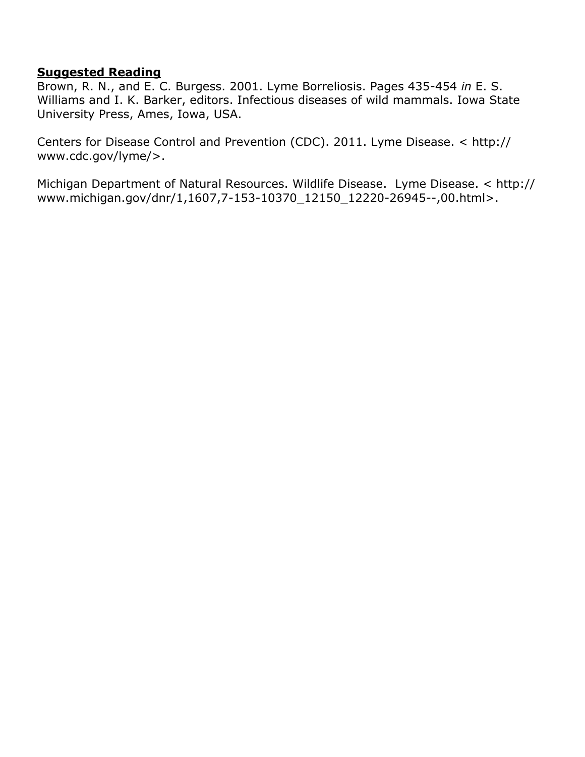**<u>Suggested Reading</u>**

Brown, R. N., and E. C. Burgess. 2001. Lyme Borreliosis. Pages 435-454 *in* E. S. Williams and I. K. Barker, editors. Infectious diseases of wild mammals. Iowa State University Press, Ames, Iowa, USA.

Centers for Disease Control and Prevention (CDC). 2011. Lyme Disease. < http://www.cdc.gov/lyme/>.

Michigan Department of Natural Resources. Wildlife Disease. Lyme Disease. < http://www.michigan.gov/dnr/1,1607,7-153-10370_12150_12220-26945--,00.html>.